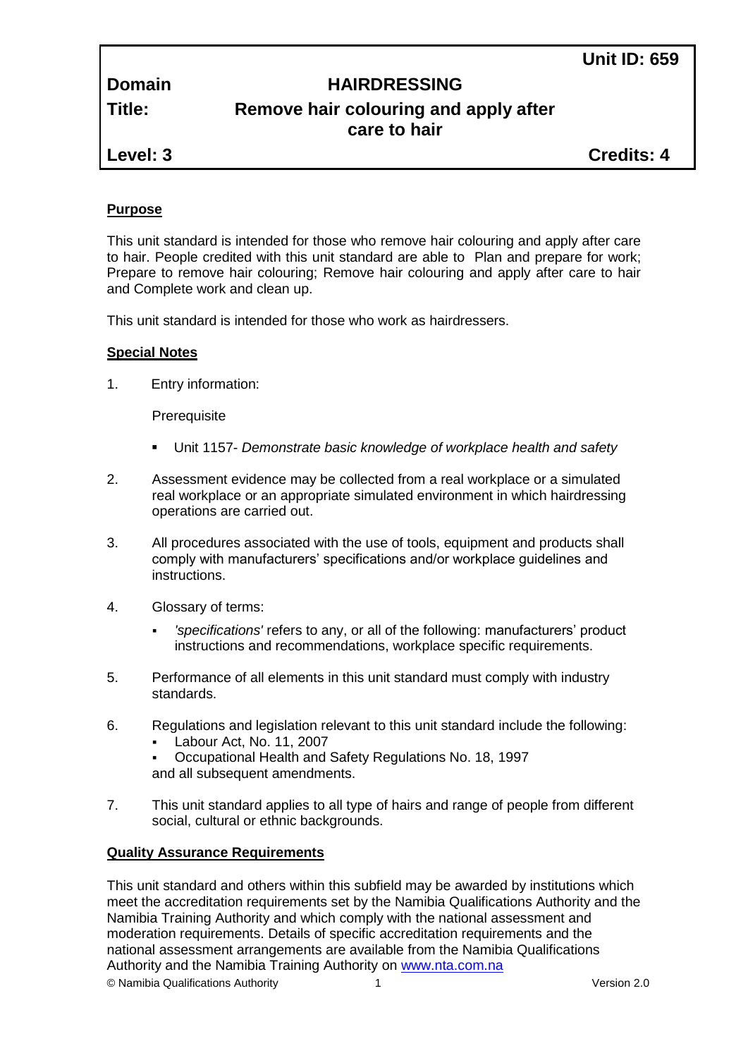| | | |
|---|---|---|
| | | **Unit ID: 659** |
| **Domain** | **HAIRDRESSING** | |
| **Title:** | **Remove hair colouring and apply after care to hair** | |
| **Level: 3** | | **Credits: 4** |

## Purpose

This unit standard is intended for those who remove hair colouring and apply after care to hair. People credited with this unit standard are able to Plan and prepare for work; Prepare to remove hair colouring; Remove hair colouring and apply after care to hair and Complete work and clean up.

This unit standard is intended for those who work as hairdressers.

## Special Notes

1. Entry information:

   Prerequisite

   - Unit 1157- *Demonstrate basic knowledge of workplace health and safety*

2. Assessment evidence may be collected from a real workplace or a simulated real workplace or an appropriate simulated environment in which hairdressing operations are carried out.

3. All procedures associated with the use of tools, equipment and products shall comply with manufacturers' specifications and/or workplace guidelines and instructions.

4. Glossary of terms:

   - *'specifications'* refers to any, or all of the following: manufacturers' product instructions and recommendations, workplace specific requirements.

5. Performance of all elements in this unit standard must comply with industry standards.

6. Regulations and legislation relevant to this unit standard include the following:
   - Labour Act, No. 11, 2007
   - Occupational Health and Safety Regulations No. 18, 1997

   and all subsequent amendments.

7. This unit standard applies to all type of hairs and range of people from different social, cultural or ethnic backgrounds.

## Quality Assurance Requirements

This unit standard and others within this subfield may be awarded by institutions which meet the accreditation requirements set by the Namibia Qualifications Authority and the Namibia Training Authority and which comply with the national assessment and moderation requirements. Details of specific accreditation requirements and the national assessment arrangements are available from the Namibia Qualifications Authority and the Namibia Training Authority on www.nta.com.na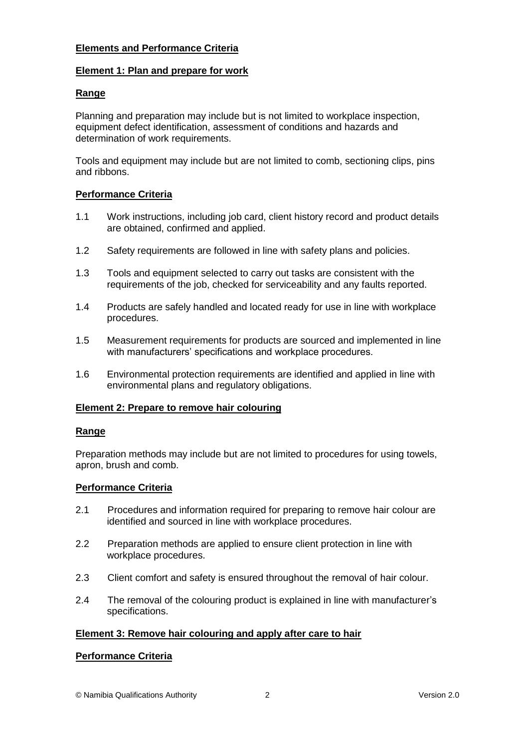## Elements and Performance Criteria

### Element 1: Plan and prepare for work

#### Range

Planning and preparation may include but is not limited to workplace inspection, equipment defect identification, assessment of conditions and hazards and determination of work requirements.

Tools and equipment may include but are not limited to comb, sectioning clips, pins and ribbons.

#### Performance Criteria

1.1 Work instructions, including job card, client history record and product details are obtained, confirmed and applied.

1.2 Safety requirements are followed in line with safety plans and policies.

1.3 Tools and equipment selected to carry out tasks are consistent with the requirements of the job, checked for serviceability and any faults reported.

1.4 Products are safely handled and located ready for use in line with workplace procedures.

1.5 Measurement requirements for products are sourced and implemented in line with manufacturers' specifications and workplace procedures.

1.6 Environmental protection requirements are identified and applied in line with environmental plans and regulatory obligations.

### Element 2: Prepare to remove hair colouring

#### Range

Preparation methods may include but are not limited to procedures for using towels, apron, brush and comb.

#### Performance Criteria

2.1 Procedures and information required for preparing to remove hair colour are identified and sourced in line with workplace procedures.

2.2 Preparation methods are applied to ensure client protection in line with workplace procedures.

2.3 Client comfort and safety is ensured throughout the removal of hair colour.

2.4 The removal of the colouring product is explained in line with manufacturer's specifications.

### Element 3: Remove hair colouring and apply after care to hair

#### Performance Criteria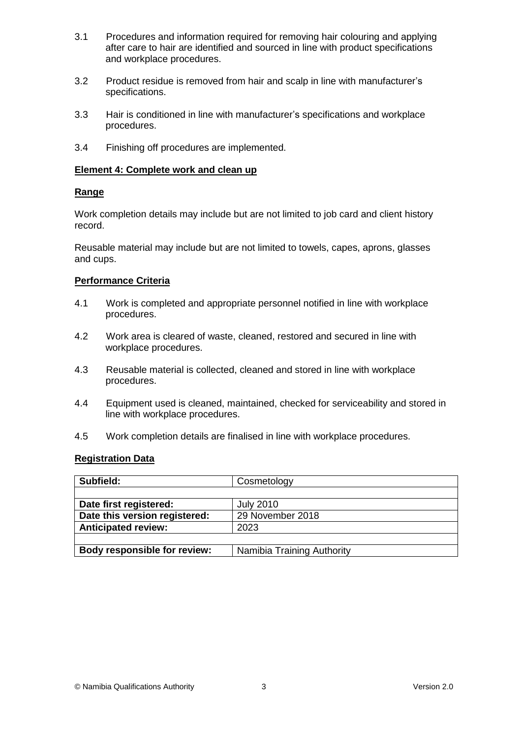3.1 Procedures and information required for removing hair colouring and applying after care to hair are identified and sourced in line with product specifications and workplace procedures.

3.2 Product residue is removed from hair and scalp in line with manufacturer's specifications.

3.3 Hair is conditioned in line with manufacturer's specifications and workplace procedures.

3.4 Finishing off procedures are implemented.

**Element 4: Complete work and clean up**

**Range**

Work completion details may include but are not limited to job card and client history record.

Reusable material may include but are not limited to towels, capes, aprons, glasses and cups.

**Performance Criteria**

4.1 Work is completed and appropriate personnel notified in line with workplace procedures.

4.2 Work area is cleared of waste, cleaned, restored and secured in line with workplace procedures.

4.3 Reusable material is collected, cleaned and stored in line with workplace procedures.

4.4 Equipment used is cleaned, maintained, checked for serviceability and stored in line with workplace procedures.

4.5 Work completion details are finalised in line with workplace procedures.

**Registration Data**

| | |
|---|---|
| **Subfield:** | Cosmetology |
| | |
| **Date first registered:** | July 2010 |
| **Date this version registered:** | 29 November 2018 |
| **Anticipated review:** | 2023 |
| | |
| **Body responsible for review:** | Namibia Training Authority |